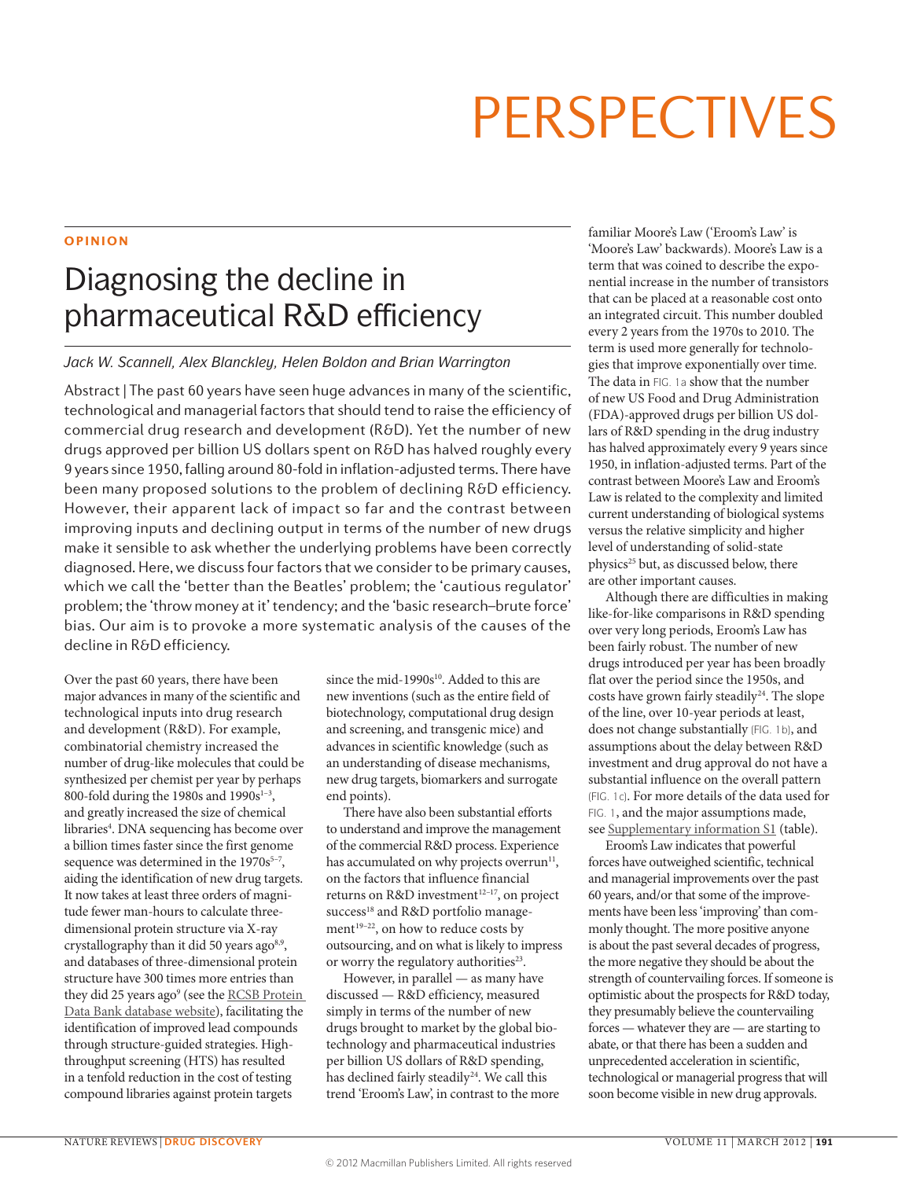# PERSPECTIVES

**OPINION**

## Diagnosing the decline in pharmaceutical R&D efficiency

*Jack W. Scannell, Alex Blanckley, Helen Boldon and Brian Warrington*

Abstract | The past 60 years have seen huge advances in many of the scientific, technological and managerial factors that should tend to raise the efficiency of commercial drug research and development (R&D). Yet the number of new drugs approved per billion US dollars spent on R&D has halved roughly every 9 years since 1950, falling around 80-fold in inflation-adjusted terms. There have been many proposed solutions to the problem of declining R&D efficiency. However, their apparent lack of impact so far and the contrast between improving inputs and declining output in terms of the number of new drugs make it sensible to ask whether the underlying problems have been correctly diagnosed. Here, we discuss four factors that we consider to be primary causes, which we call the 'better than the Beatles' problem; the 'cautious regulator' problem; the 'throw money at it' tendency; and the 'basic research–brute force' bias. Our aim is to provoke a more systematic analysis of the causes of the decline in R&D efficiency.

Over the past 60 years, there have been major advances in many of the scientific and technological inputs into drug research and development (R&D). For example, combinatorial chemistry increased the number of drug-like molecules that could be synthesized per chemist per year by perhaps 800-fold during the 1980s and 1990s[1–3], and greatly increased the size of chemical libraries[4]. DNA sequencing has become over a billion times faster since the first genome sequence was determined in the 1970s[5–7], aiding the identification of new drug targets. It now takes at least three orders of magnitude fewer man-hours to calculate three-dimensional protein structure via X-ray crystallography than it did 50 years ago[8,9], and databases of three-dimensional protein structure have 300 times more entries than they did 25 years ago[9] (see the RCSB Protein Data Bank database website), facilitating the identification of improved lead compounds through structure-guided strategies. High-throughput screening (HTS) has resulted in a tenfold reduction in the cost of testing compound libraries against protein targets since the mid-1990s[10]. Added to this are new inventions (such as the entire field of biotechnology, computational drug design and screening, and transgenic mice) and advances in scientific knowledge (such as an understanding of disease mechanisms, new drug targets, biomarkers and surrogate end points).

There have also been substantial efforts to understand and improve the management of the commercial R&D process. Experience has accumulated on why projects overrun[11], on the factors that influence financial returns on R&D investment[12–17], on project success[18] and R&D portfolio management[19–22], on how to reduce costs by outsourcing, and on what is likely to impress or worry the regulatory authorities[23].

However, in parallel — as many have discussed — R&D efficiency, measured simply in terms of the number of new drugs brought to market by the global biotechnology and pharmaceutical industries per billion US dollars of R&D spending, has declined fairly steadily[24]. We call this trend 'Eroom's Law', in contrast to the more familiar Moore's Law ('Eroom's Law' is 'Moore's Law' backwards). Moore's Law is a term that was coined to describe the exponential increase in the number of transistors that can be placed at a reasonable cost onto an integrated circuit. This number doubled every 2 years from the 1970s to 2010. The term is used more generally for technologies that improve exponentially over time. The data in FIG. 1a show that the number of new US Food and Drug Administration (FDA)-approved drugs per billion US dollars of R&D spending in the drug industry has halved approximately every 9 years since 1950, in inflation-adjusted terms. Part of the contrast between Moore's Law and Eroom's Law is related to the complexity and limited current understanding of biological systems versus the relative simplicity and higher level of understanding of solid-state physics[25] but, as discussed below, there are other important causes.

Although there are difficulties in making like-for-like comparisons in R&D spending over very long periods, Eroom's Law has been fairly robust. The number of new drugs introduced per year has been broadly flat over the period since the 1950s, and costs have grown fairly steadily[24]. The slope of the line, over 10-year periods at least, does not change substantially (FIG. 1b), and assumptions about the delay between R&D investment and drug approval do not have a substantial influence on the overall pattern (FIG. 1c). For more details of the data used for FIG. 1, and the major assumptions made, see Supplementary information S1 (table).

Eroom's Law indicates that powerful forces have outweighed scientific, technical and managerial improvements over the past 60 years, and/or that some of the improvements have been less 'improving' than commonly thought. The more positive anyone is about the past several decades of progress, the more negative they should be about the strength of countervailing forces. If someone is optimistic about the prospects for R&D today, they presumably believe the countervailing forces — whatever they are — are starting to abate, or that there has been a sudden and unprecedented acceleration in scientific, technological or managerial progress that will soon become visible in new drug approvals.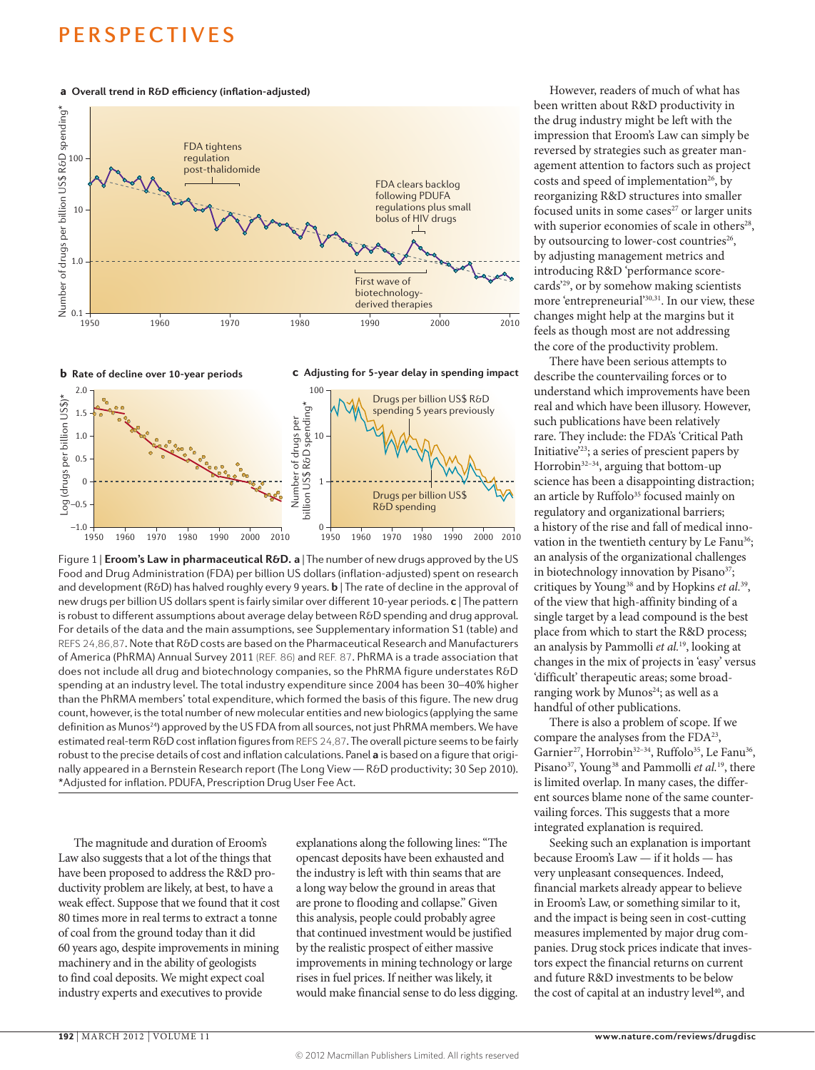Figure 1 | **Eroom's Law in pharmaceutical R&D. a** | The number of new drugs approved by the US Food and Drug Administration (FDA) per billion US dollars (inflation-adjusted) spent on research and development (R&D) has halved roughly every 9 years. **b** | The rate of decline in the approval of new drugs per billion US dollars spent is fairly similar over different 10-year periods. **c** | The pattern is robust to different assumptions about average delay between R&D spending and drug approval. For details of the data and the main assumptions, see Supplementary information S1 (table) and REFS 24,86,87. Note that R&D costs are based on the Pharmaceutical Research and Manufacturers of America (PhRMA) Annual Survey 2011 (REF. 86) and REF. 87. PhRMA is a trade association that does not include all drug and biotechnology companies, so the PhRMA figure understates R&D spending at an industry level. The total industry expenditure since 2004 has been 30–40% higher than the PhRMA members' total expenditure, which formed the basis of this figure. The new drug count, however, is the total number of new molecular entities and new biologics (applying the same definition as Munos[24]) approved by the US FDA from all sources, not just PhRMA members. We have estimated real-term R&D cost inflation figures from REFS 24,87. The overall picture seems to be fairly robust to the precise details of cost and inflation calculations. Panel **a** is based on a figure that originally appeared in a Bernstein Research report (The Long View — R&D productivity; 30 Sep 2010). *Adjusted for inflation. PDUFA, Prescription Drug User Fee Act.

The magnitude and duration of Eroom's Law also suggests that a lot of the things that have been proposed to address the R&D productivity problem are likely, at best, to have a weak effect. Suppose that we found that it cost 80 times more in real terms to extract a tonne of coal from the ground today than it did 60 years ago, despite improvements in mining machinery and in the ability of geologists to find coal deposits. We might expect coal industry experts and executives to provide explanations along the following lines: "The opencast deposits have been exhausted and the industry is left with thin seams that are a long way below the ground in areas that are prone to flooding and collapse." Given this analysis, people could probably agree that continued investment would be justified by the realistic prospect of either massive improvements in mining technology or large rises in fuel prices. If neither was likely, it would make financial sense to do less digging.

However, readers of much of what has been written about R&D productivity in the drug industry might be left with the impression that Eroom's Law can simply be reversed by strategies such as greater management attention to factors such as project costs and speed of implementation[26], by reorganizing R&D structures into smaller focused units in some cases[27] or larger units with superior economies of scale in others[28], by outsourcing to lower-cost countries[26], by adjusting management metrics and introducing R&D 'performance scorecards'[29], or by somehow making scientists more 'entrepreneurial'[30,31]. In our view, these changes might help at the margins but it feels as though most are not addressing the core of the productivity problem.

There have been serious attempts to describe the countervailing forces or to understand which improvements have been real and which have been illusory. However, such publications have been relatively rare. They include: the FDA's 'Critical Path Initiative'[23]; a series of prescient papers by Horrobin[32–34], arguing that bottom-up science has been a disappointing distraction; an article by Ruffolo[35] focused mainly on regulatory and organizational barriers; a history of the rise and fall of medical innovation in the twentieth century by Le Fanu[36]; an analysis of the organizational challenges in biotechnology innovation by Pisano[37]; critiques by Young[38] and by Hopkins *et al.*[39], of the view that high-affinity binding of a single target by a lead compound is the best place from which to start the R&D process; an analysis by Pammolli *et al.*[19], looking at changes in the mix of projects in 'easy' versus 'difficult' therapeutic areas; some broad-ranging work by Munos[24]; as well as a handful of other publications.

There is also a problem of scope. If we compare the analyses from the FDA[23], Garnier[27], Horrobin[32–34], Ruffolo[35], Le Fanu[36], Pisano[37], Young[38] and Pammolli *et al.*[19], there is limited overlap. In many cases, the different sources blame none of the same countervailing forces. This suggests that a more integrated explanation is required.

Seeking such an explanation is important because Eroom's Law — if it holds — has very unpleasant consequences. Indeed, financial markets already appear to believe in Eroom's Law, or something similar to it, and the impact is being seen in cost-cutting measures implemented by major drug companies. Drug stock prices indicate that investors expect the financial returns on current and future R&D investments to be below the cost of capital at an industry level[40], and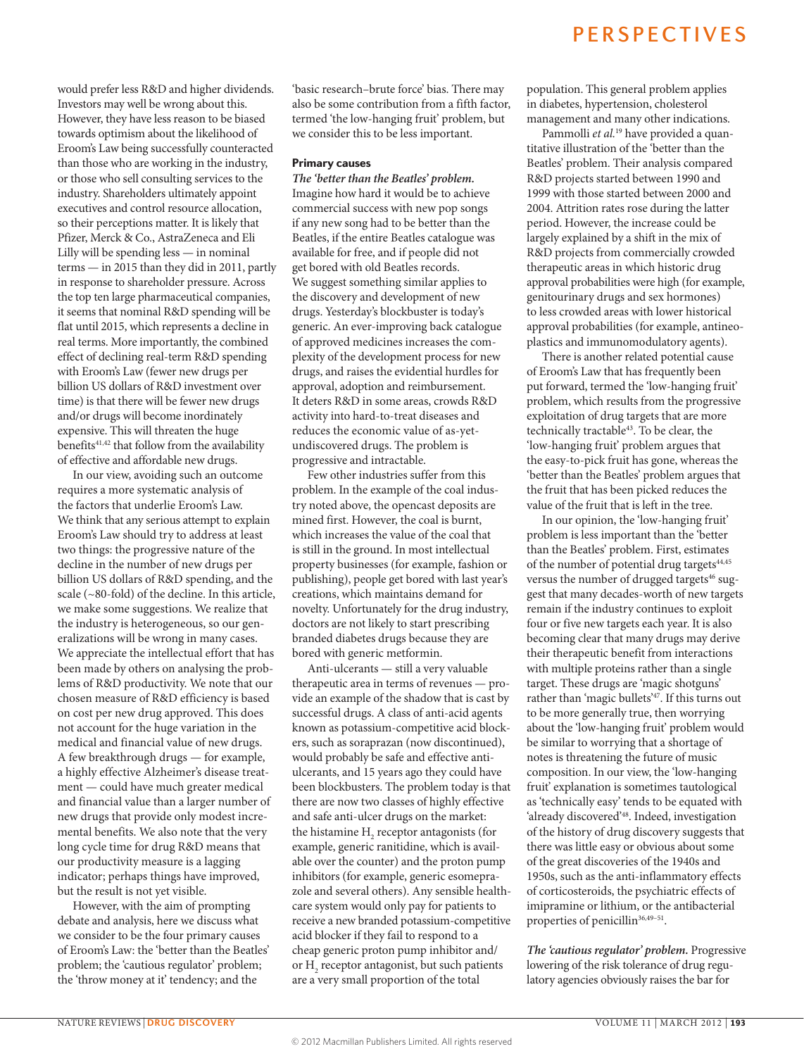would prefer less R&D and higher dividends. Investors may well be wrong about this. However, they have less reason to be biased towards optimism about the likelihood of Eroom's Law being successfully counteracted than those who are working in the industry, or those who sell consulting services to the industry. Shareholders ultimately appoint executives and control resource allocation, so their perceptions matter. It is likely that Pfizer, Merck & Co., AstraZeneca and Eli Lilly will be spending less — in nominal terms — in 2015 than they did in 2011, partly in response to shareholder pressure. Across the top ten large pharmaceutical companies, it seems that nominal R&D spending will be flat until 2015, which represents a decline in real terms. More importantly, the combined effect of declining real-term R&D spending with Eroom's Law (fewer new drugs per billion US dollars of R&D investment over time) is that there will be fewer new drugs and/or drugs will become inordinately expensive. This will threaten the huge benefits[41,42] that follow from the availability of effective and affordable new drugs.

In our view, avoiding such an outcome requires a more systematic analysis of the factors that underlie Eroom's Law. We think that any serious attempt to explain Eroom's Law should try to address at least two things: the progressive nature of the decline in the number of new drugs per billion US dollars of R&D spending, and the scale (~80-fold) of the decline. In this article, we make some suggestions. We realize that the industry is heterogeneous, so our generalizations will be wrong in many cases. We appreciate the intellectual effort that has been made by others on analysing the problems of R&D productivity. We note that our chosen measure of R&D efficiency is based on cost per new drug approved. This does not account for the huge variation in the medical and financial value of new drugs. A few breakthrough drugs — for example, a highly effective Alzheimer's disease treatment — could have much greater medical and financial value than a larger number of new drugs that provide only modest incremental benefits. We also note that the very long cycle time for drug R&D means that our productivity measure is a lagging indicator; perhaps things have improved, but the result is not yet visible.

However, with the aim of prompting debate and analysis, here we discuss what we consider to be the four primary causes of Eroom's Law: the 'better than the Beatles' problem; the 'cautious regulator' problem; the 'throw money at it' tendency; and the 'basic research–brute force' bias. There may also be some contribution from a fifth factor, termed 'the low-hanging fruit' problem, but we consider this to be less important.

### Primary causes

***The 'better than the Beatles' problem.*** Imagine how hard it would be to achieve commercial success with new pop songs if any new song had to be better than the Beatles, if the entire Beatles catalogue was available for free, and if people did not get bored with old Beatles records. We suggest something similar applies to the discovery and development of new drugs. Yesterday's blockbuster is today's generic. An ever-improving back catalogue of approved medicines increases the complexity of the development process for new drugs, and raises the evidential hurdles for approval, adoption and reimbursement. It deters R&D in some areas, crowds R&D activity into hard-to-treat diseases and reduces the economic value of as-yet-undiscovered drugs. The problem is progressive and intractable.

Few other industries suffer from this problem. In the example of the coal industry noted above, the opencast deposits are mined first. However, the coal is burnt, which increases the value of the coal that is still in the ground. In most intellectual property businesses (for example, fashion or publishing), people get bored with last year's creations, which maintains demand for novelty. Unfortunately for the drug industry, doctors are not likely to start prescribing branded diabetes drugs because they are bored with generic metformin.

Anti-ulcerants — still a very valuable therapeutic area in terms of revenues — provide an example of the shadow that is cast by successful drugs. A class of anti-acid agents known as potassium-competitive acid blockers, such as soraprazan (now discontinued), would probably be safe and effective anti-ulcerants, and 15 years ago they could have been blockbusters. The problem today is that there are now two classes of highly effective and safe anti-ulcer drugs on the market: the histamine $H_2$ receptor antagonists (for example, generic ranitidine, which is available over the counter) and the proton pump inhibitors (for example, generic esomeprazole and several others). Any sensible healthcare system would only pay for patients to receive a new branded potassium-competitive acid blocker if they fail to respond to a cheap generic proton pump inhibitor and/or $H_2$ receptor antagonist, but such patients are a very small proportion of the total population. This general problem applies in diabetes, hypertension, cholesterol management and many other indications.

Pammolli *et al.*[19] have provided a quantitative illustration of the 'better than the Beatles' problem. Their analysis compared R&D projects started between 1990 and 1999 with those started between 2000 and 2004. Attrition rates rose during the latter period. However, the increase could be largely explained by a shift in the mix of R&D projects from commercially crowded therapeutic areas in which historic drug approval probabilities were high (for example, genitourinary drugs and sex hormones) to less crowded areas with lower historical approval probabilities (for example, antineoplastics and immunomodulatory agents).

There is another related potential cause of Eroom's Law that has frequently been put forward, termed the 'low-hanging fruit' problem, which results from the progressive exploitation of drug targets that are more technically tractable[43]. To be clear, the 'low-hanging fruit' problem argues that the easy-to-pick fruit has gone, whereas the 'better than the Beatles' problem argues that the fruit that has been picked reduces the value of the fruit that is left in the tree.

In our opinion, the 'low-hanging fruit' problem is less important than the 'better than the Beatles' problem. First, estimates of the number of potential drug targets[44,45] versus the number of drugged targets[46] suggest that many decades-worth of new targets remain if the industry continues to exploit four or five new targets each year. It is also becoming clear that many drugs may derive their therapeutic benefit from interactions with multiple proteins rather than a single target. These drugs are 'magic shotguns' rather than 'magic bullets'[47]. If this turns out to be more generally true, then worrying about the 'low-hanging fruit' problem would be similar to worrying that a shortage of notes is threatening the future of music composition. In our view, the 'low-hanging fruit' explanation is sometimes tautological as 'technically easy' tends to be equated with 'already discovered'[48]. Indeed, investigation of the history of drug discovery suggests that there was little easy or obvious about some of the great discoveries of the 1940s and 1950s, such as the anti-inflammatory effects of corticosteroids, the psychiatric effects of imipramine or lithium, or the antibacterial properties of penicillin[36,49–51].

***The 'cautious regulator' problem.*** Progressive lowering of the risk tolerance of drug regulatory agencies obviously raises the bar for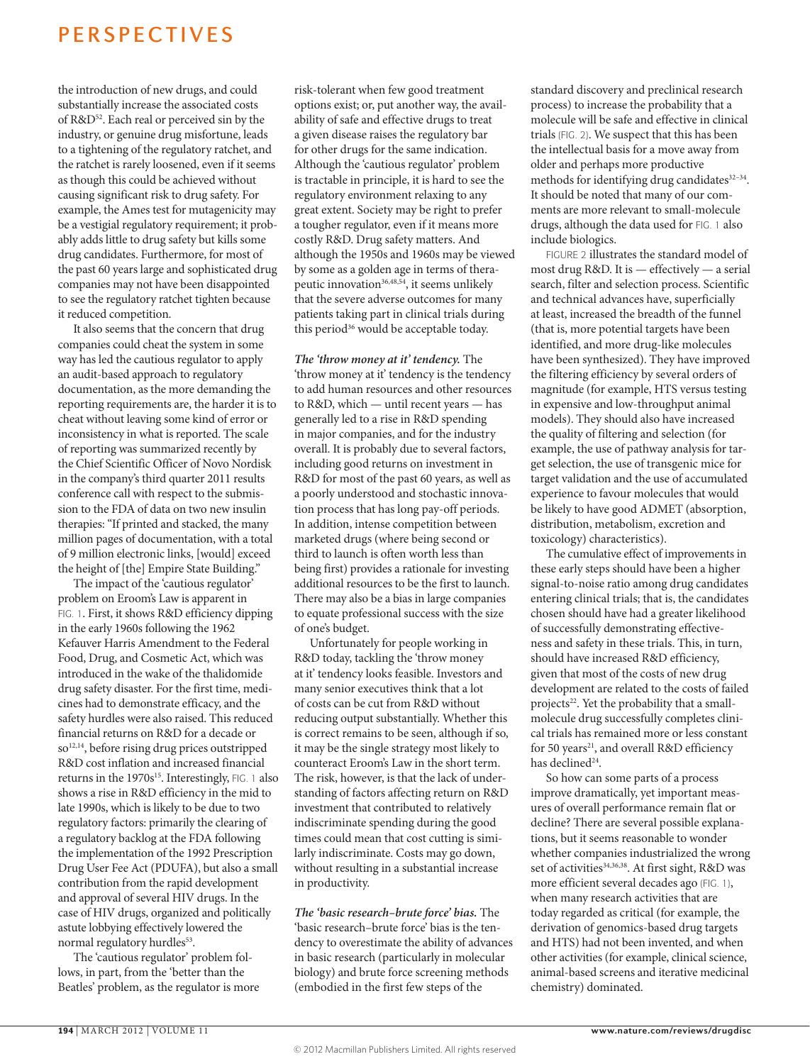the introduction of new drugs, and could substantially increase the associated costs of R&D[52]. Each real or perceived sin by the industry, or genuine drug misfortune, leads to a tightening of the regulatory ratchet, and the ratchet is rarely loosened, even if it seems as though this could be achieved without causing significant risk to drug safety. For example, the Ames test for mutagenicity may be a vestigial regulatory requirement; it probably adds little to drug safety but kills some drug candidates. Furthermore, for most of the past 60 years large and sophisticated drug companies may not have been disappointed to see the regulatory ratchet tighten because it reduced competition.

It also seems that the concern that drug companies could cheat the system in some way has led the cautious regulator to apply an audit-based approach to regulatory documentation, as the more demanding the reporting requirements are, the harder it is to cheat without leaving some kind of error or inconsistency in what is reported. The scale of reporting was summarized recently by the Chief Scientific Officer of Novo Nordisk in the company's third quarter 2011 results conference call with respect to the submission to the FDA of data on two new insulin therapies: "If printed and stacked, the many million pages of documentation, with a total of 9 million electronic links, [would] exceed the height of [the] Empire State Building."

The impact of the 'cautious regulator' problem on Eroom's Law is apparent in FIG. 1. First, it shows R&D efficiency dipping in the early 1960s following the 1962 Kefauver Harris Amendment to the Federal Food, Drug, and Cosmetic Act, which was introduced in the wake of the thalidomide drug safety disaster. For the first time, medicines had to demonstrate efficacy, and the safety hurdles were also raised. This reduced financial returns on R&D for a decade or so[12,14], before rising drug prices outstripped R&D cost inflation and increased financial returns in the 1970s[15]. Interestingly, FIG. 1 also shows a rise in R&D efficiency in the mid to late 1990s, which is likely to be due to two regulatory factors: primarily the clearing of a regulatory backlog at the FDA following the implementation of the 1992 Prescription Drug User Fee Act (PDUFA), but also a small contribution from the rapid development and approval of several HIV drugs. In the case of HIV drugs, organized and politically astute lobbying effectively lowered the normal regulatory hurdles[53].

The 'cautious regulator' problem follows, in part, from the 'better than the Beatles' problem, as the regulator is more risk-tolerant when few good treatment options exist; or, put another way, the availability of safe and effective drugs to treat a given disease raises the regulatory bar for other drugs for the same indication. Although the 'cautious regulator' problem is tractable in principle, it is hard to see the regulatory environment relaxing to any great extent. Society may be right to prefer a tougher regulator, even if it means more costly R&D. Drug safety matters. And although the 1950s and 1960s may be viewed by some as a golden age in terms of therapeutic innovation[36,48,54], it seems unlikely that the severe adverse outcomes for many patients taking part in clinical trials during this period[36] would be acceptable today.

***The 'throw money at it' tendency.*** The 'throw money at it' tendency is the tendency to add human resources and other resources to R&D, which — until recent years — has generally led to a rise in R&D spending in major companies, and for the industry overall. It is probably due to several factors, including good returns on investment in R&D for most of the past 60 years, as well as a poorly understood and stochastic innovation process that has long pay-off periods. In addition, intense competition between marketed drugs (where being second or third to launch is often worth less than being first) provides a rationale for investing additional resources to be the first to launch. There may also be a bias in large companies to equate professional success with the size of one's budget.

Unfortunately for people working in R&D today, tackling the 'throw money at it' tendency looks feasible. Investors and many senior executives think that a lot of costs can be cut from R&D without reducing output substantially. Whether this is correct remains to be seen, although if so, it may be the single strategy most likely to counteract Eroom's Law in the short term. The risk, however, is that the lack of understanding of factors affecting return on R&D investment that contributed to relatively indiscriminate spending during the good times could mean that cost cutting is similarly indiscriminate. Costs may go down, without resulting in a substantial increase in productivity.

***The 'basic research–brute force' bias.*** The 'basic research–brute force' bias is the tendency to overestimate the ability of advances in basic research (particularly in molecular biology) and brute force screening methods (embodied in the first few steps of the standard discovery and preclinical research process) to increase the probability that a molecule will be safe and effective in clinical trials (FIG. 2). We suspect that this has been the intellectual basis for a move away from older and perhaps more productive methods for identifying drug candidates[32–34]. It should be noted that many of our comments are more relevant to small-molecule drugs, although the data used for FIG. 1 also include biologics.

FIGURE 2 illustrates the standard model of most drug R&D. It is — effectively — a serial search, filter and selection process. Scientific and technical advances have, superficially at least, increased the breadth of the funnel (that is, more potential targets have been identified, and more drug-like molecules have been synthesized). They have improved the filtering efficiency by several orders of magnitude (for example, HTS versus testing in expensive and low-throughput animal models). They should also have increased the quality of filtering and selection (for example, the use of pathway analysis for target selection, the use of transgenic mice for target validation and the use of accumulated experience to favour molecules that would be likely to have good ADMET (absorption, distribution, metabolism, excretion and toxicology) characteristics).

The cumulative effect of improvements in these early steps should have been a higher signal-to-noise ratio among drug candidates entering clinical trials; that is, the candidates chosen should have had a greater likelihood of successfully demonstrating effectiveness and safety in these trials. This, in turn, should have increased R&D efficiency, given that most of the costs of new drug development are related to the costs of failed projects[22]. Yet the probability that a small-molecule drug successfully completes clinical trials has remained more or less constant for 50 years[21], and overall R&D efficiency has declined[24].

So how can some parts of a process improve dramatically, yet important measures of overall performance remain flat or decline? There are several possible explanations, but it seems reasonable to wonder whether companies industrialized the wrong set of activities[34,36,38]. At first sight, R&D was more efficient several decades ago (FIG. 1), when many research activities that are today regarded as critical (for example, the derivation of genomics-based drug targets and HTS) had not been invented, and when other activities (for example, clinical science, animal-based screens and iterative medicinal chemistry) dominated.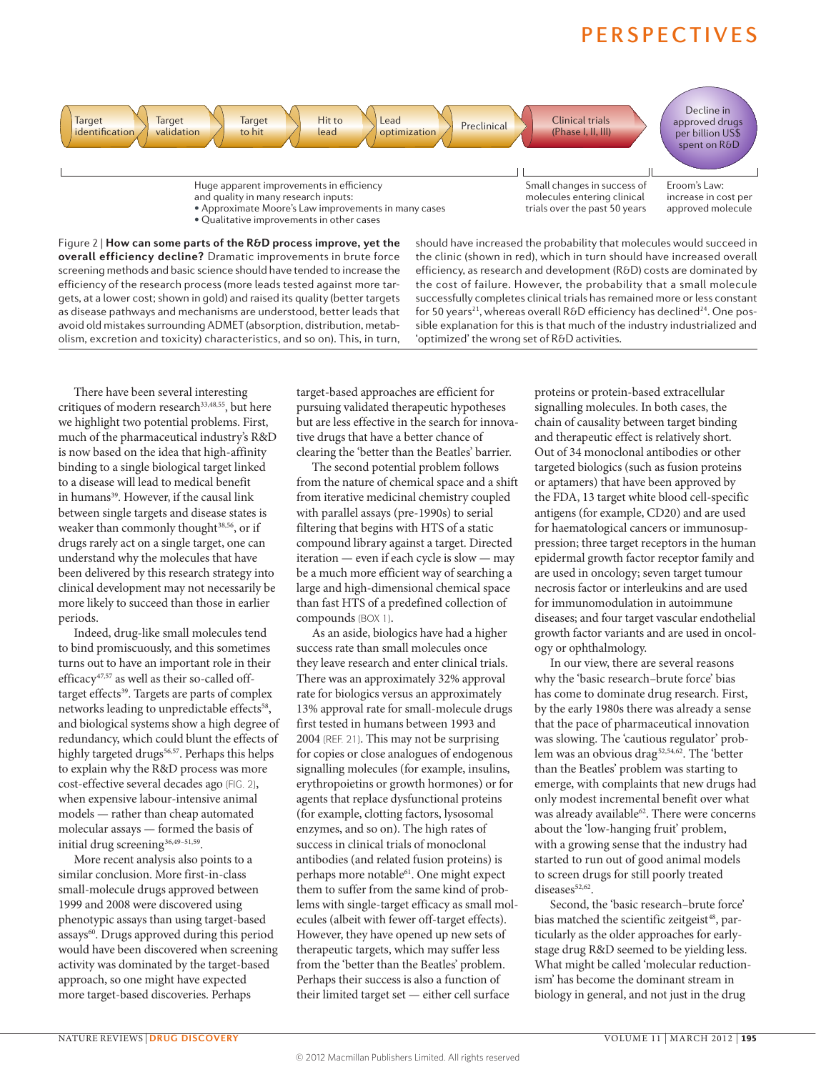Target identification → Target validation → Target to hit → Hit to lead → Lead optimization → Preclinical → Clinical trials (Phase I, II, III) → Decline in approved drugs per billion US$ spent on R&D

Huge apparent improvements in efficiency and quality in many research inputs:
- Approximate Moore's Law improvements in many cases
- Qualitative improvements in other cases

Small changes in success of molecules entering clinical trials over the past 50 years

Eroom's Law: increase in cost per approved molecule

Figure 2 | **How can some parts of the R&D process improve, yet the overall efficiency decline?** Dramatic improvements in brute force screening methods and basic science should have tended to increase the efficiency of the research process (more leads tested against more targets, at a lower cost; shown in gold) and raised its quality (better targets as disease pathways and mechanisms are understood, better leads that avoid old mistakes surrounding ADMET (absorption, distribution, metabolism, excretion and toxicity) characteristics, and so on). This, in turn, should have increased the probability that molecules would succeed in the clinic (shown in red), which in turn should have increased overall efficiency, as research and development (R&D) costs are dominated by the cost of failure. However, the probability that a small molecule successfully completes clinical trials has remained more or less constant for 50 years[21], whereas overall R&D efficiency has declined[24]. One possible explanation for this is that much of the industry industrialized and 'optimized' the wrong set of R&D activities.

There have been several interesting critiques of modern research[33,48,55], but here we highlight two potential problems. First, much of the pharmaceutical industry's R&D is now based on the idea that high-affinity binding to a single biological target linked to a disease will lead to medical benefit in humans[39]. However, if the causal link between single targets and disease states is weaker than commonly thought[38,56], or if drugs rarely act on a single target, one can understand why the molecules that have been delivered by this research strategy into clinical development may not necessarily be more likely to succeed than those in earlier periods.

Indeed, drug-like small molecules tend to bind promiscuously, and this sometimes turns out to have an important role in their efficacy[47,57] as well as their so-called off-target effects[39]. Targets are parts of complex networks leading to unpredictable effects[58], and biological systems show a high degree of redundancy, which could blunt the effects of highly targeted drugs[56,57]. Perhaps this helps to explain why the R&D process was more cost-effective several decades ago (FIG. 2), when expensive labour-intensive animal models — rather than cheap automated molecular assays — formed the basis of initial drug screening[36,49–51,59].

More recent analysis also points to a similar conclusion. More first-in-class small-molecule drugs approved between 1999 and 2008 were discovered using phenotypic assays than using target-based assays[60]. Drugs approved during this period would have been discovered when screening activity was dominated by the target-based approach, so one might have expected more target-based discoveries. Perhaps target-based approaches are efficient for pursuing validated therapeutic hypotheses but are less effective in the search for innovative drugs that have a better chance of clearing the 'better than the Beatles' barrier.

The second potential problem follows from the nature of chemical space and a shift from iterative medicinal chemistry coupled with parallel assays (pre-1990s) to serial filtering that begins with HTS of a static compound library against a target. Directed iteration — even if each cycle is slow — may be a much more efficient way of searching a large and high-dimensional chemical space than fast HTS of a predefined collection of compounds (BOX 1).

As an aside, biologics have had a higher success rate than small molecules once they leave research and enter clinical trials. There was an approximately 32% approval rate for biologics versus an approximately 13% approval rate for small-molecule drugs first tested in humans between 1993 and 2004 (REF. 21). This may not be surprising for copies or close analogues of endogenous signalling molecules (for example, insulins, erythropoietins or growth hormones) or for agents that replace dysfunctional proteins (for example, clotting factors, lysosomal enzymes, and so on). The high rates of success in clinical trials of monoclonal antibodies (and related fusion proteins) is perhaps more notable[61]. One might expect them to suffer from the same kind of problems with single-target efficacy as small molecules (albeit with fewer off-target effects). However, they have opened up new sets of therapeutic targets, which may suffer less from the 'better than the Beatles' problem. Perhaps their success is also a function of their limited target set — either cell surface proteins or protein-based extracellular signalling molecules. In both cases, the chain of causality between target binding and therapeutic effect is relatively short. Out of 34 monoclonal antibodies or other targeted biologics (such as fusion proteins or aptamers) that have been approved by the FDA, 13 target white blood cell-specific antigens (for example, CD20) and are used for haematological cancers or immunosuppression; three target receptors in the human epidermal growth factor receptor family and are used in oncology; seven target tumour necrosis factor or interleukins and are used for immunomodulation in autoimmune diseases; and four target vascular endothelial growth factor variants and are used in oncology or ophthalmology.

In our view, there are several reasons why the 'basic research–brute force' bias has come to dominate drug research. First, by the early 1980s there was already a sense that the pace of pharmaceutical innovation was slowing. The 'cautious regulator' problem was an obvious drag[52,54,62]. The 'better than the Beatles' problem was starting to emerge, with complaints that new drugs had only modest incremental benefit over what was already available[62]. There were concerns about the 'low-hanging fruit' problem, with a growing sense that the industry had started to run out of good animal models to screen drugs for still poorly treated diseases[52,62].

Second, the 'basic research–brute force' bias matched the scientific zeitgeist[48], particularly as the older approaches for early-stage drug R&D seemed to be yielding less. What might be called 'molecular reductionism' has become the dominant stream in biology in general, and not just in the drug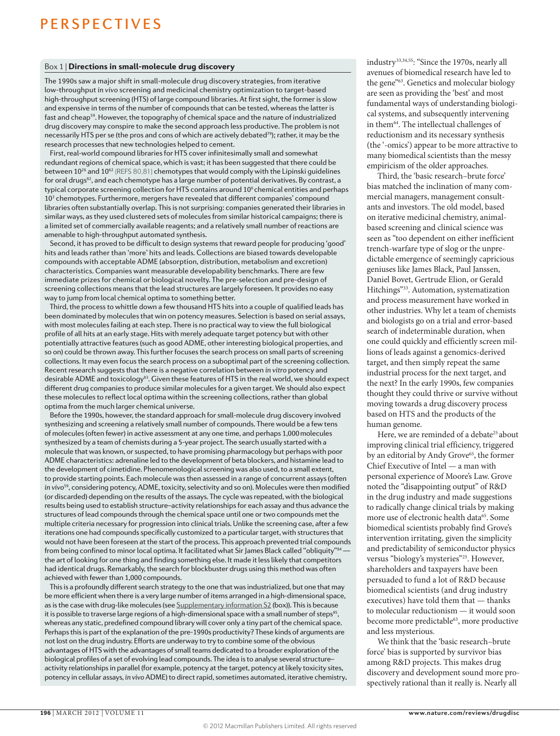### Box 1 | Directions in small-molecule drug discovery

The 1990s saw a major shift in small-molecule drug discovery strategies, from iterative low-throughput *in vivo* screening and medicinal chemistry optimization to target-based high-throughput screening (HTS) of large compound libraries. At first sight, the former is slow and expensive in terms of the number of compounds that can be tested, whereas the latter is fast and cheap[59]. However, the topography of chemical space and the nature of industrialized drug discovery may conspire to make the second approach less productive. The problem is not necessarily HTS per se (the pros and cons of which are actively debated[79]); rather, it may be the research processes that new technologies helped to cement.

First, real-world compound libraries for HTS cover infinitesimally small and somewhat redundant regions of chemical space, which is vast; it has been suggested that there could be between $10^{26}$ and $10^{62}$ (REFS 80,81) chemotypes that would comply with the Lipinski guidelines for oral drugs[82], and each chemotype has a large number of potential derivatives. By contrast, a typical corporate screening collection for HTS contains around $10^6$ chemical entities and perhaps $10^3$ chemotypes. Furthermore, mergers have revealed that different companies' compound libraries often substantially overlap. This is not surprising: companies generated their libraries in similar ways, as they used clustered sets of molecules from similar historical campaigns; there is a limited set of commercially available reagents; and a relatively small number of reactions are amenable to high-throughput automated synthesis.

Second, it has proved to be difficult to design systems that reward people for producing 'good' hits and leads rather than 'more' hits and leads. Collections are biased towards developable compounds with acceptable ADME (absorption, distribution, metabolism and excretion) characteristics. Companies want measurable developability benchmarks. There are few immediate prizes for chemical or biological novelty. The pre-selection and pre-design of screening collections means that the lead structures are largely foreseen. It provides no easy way to jump from local chemical optima to something better.

Third, the process to whittle down a few thousand HTS hits into a couple of qualified leads has been dominated by molecules that win on potency measures. Selection is based on serial assays, with most molecules failing at each step. There is no practical way to view the full biological profile of all hits at an early stage. Hits with merely adequate target potency but with other potentially attractive features (such as good ADME, other interesting biological properties, and so on) could be thrown away. This further focuses the search process on small parts of screening collections. It may even focus the search process on a suboptimal part of the screening collection. Recent research suggests that there is a negative correlation between *in vitro* potency and desirable ADME and toxicology[83]. Given these features of HTS in the real world, we should expect different drug companies to produce similar molecules for a given target. We should also expect these molecules to reflect local optima within the screening collections, rather than global optima from the much larger chemical universe.

Before the 1990s, however, the standard approach for small-molecule drug discovery involved synthesizing and screening a relatively small number of compounds. There would be a few tens of molecules (often fewer) in active assessment at any one time, and perhaps 1,000 molecules synthesized by a team of chemists during a 5-year project. The search usually started with a molecule that was known, or suspected, to have promising pharmacology but perhaps with poor ADME characteristics: adrenaline led to the development of beta blockers, and histamine lead to the development of cimetidine. Phenomenological screening was also used, to a small extent, to provide starting points. Each molecule was then assessed in a range of concurrent assays (often *in vivo*[59], considering potency, ADME, toxicity, selectivity and so on). Molecules were then modified (or discarded) depending on the results of the assays. The cycle was repeated, with the biological results being used to establish structure–activity relationships for each assay and thus advance the structures of lead compounds through the chemical space until one or two compounds met the multiple criteria necessary for progression into clinical trials. Unlike the screening case, after a few iterations one had compounds specifically customized to a particular target, with structures that would not have been foreseen at the start of the process. This approach prevented trial compounds from being confined to minor local optima. It facilitated what Sir James Black called "obliquity"[84] — the art of looking for one thing and finding something else. It made it less likely that competitors had identical drugs. Remarkably, the search for blockbuster drugs using this method was often achieved with fewer than 1,000 compounds.

This is a profoundly different search strategy to the one that was industrialized, but one that may be more efficient when there is a very large number of items arranged in a high-dimensional space, as is the case with drug-like molecules (see Supplementary information S2 (box)). This is because it is possible to traverse large regions of a high-dimensional space with a small number of steps[85], whereas any static, predefined compound library will cover only a tiny part of the chemical space. Perhaps this is part of the explanation of the pre-1990s productivity? These kinds of arguments are not lost on the drug industry. Efforts are underway to try to combine some of the obvious advantages of HTS with the advantages of small teams dedicated to a broader exploration of the biological profiles of a set of evolving lead compounds. The idea is to analyse several structure–activity relationships in parallel (for example, potency at the target, potency at likely toxicity sites, potency in cellular assays, *in vivo* ADME) to direct rapid, sometimes automated, iterative chemistry.

industry[33,34,55]: "Since the 1970s, nearly all avenues of biomedical research have led to the gene"[63]. Genetics and molecular biology are seen as providing the 'best' and most fundamental ways of understanding biological systems, and subsequently intervening in them[64]. The intellectual challenges of reductionism and its necessary synthesis (the '-omics') appear to be more attractive to many biomedical scientists than the messy empiricism of the older approaches.

Third, the 'basic research–brute force' bias matched the inclination of many commercial managers, management consultants and investors. The old model, based on iterative medicinal chemistry, animal-based screening and clinical science was seen as "too dependent on either inefficient trench-warfare type of slog or the unpredictable emergence of seemingly capricious geniuses like James Black, Paul Janssen, Daniel Bovet, Gertrude Elion, or Gerald Hitchings"[33]. Automation, systematization and process measurement have worked in other industries. Why let a team of chemists and biologists go on a trial and error-based search of indeterminable duration, when one could quickly and efficiently screen millions of leads against a genomics-derived target, and then simply repeat the same industrial process for the next target, and the next? In the early 1990s, few companies thought they could thrive or survive without moving towards a drug discovery process based on HTS and the products of the human genome.

Here, we are reminded of a debate[25] about improving clinical trial efficiency, triggered by an editorial by Andy Grove[65], the former Chief Executive of Intel — a man with personal experience of Moore's Law. Grove noted the "disappointing output" of R&D in the drug industry and made suggestions to radically change clinical trials by making more use of electronic health data[65]. Some biomedical scientists probably find Grove's intervention irritating, given the simplicity and predictability of semiconductor physics versus "biology's mysteries"[25]. However, shareholders and taxpayers have been persuaded to fund a lot of R&D because biomedical scientists (and drug industry executives) have told them that — thanks to molecular reductionism — it would soon become more predictable[63], more productive and less mysterious.

We think that the 'basic research–brute force' bias is supported by survivor bias among R&D projects. This makes drug discovery and development sound more prospectively rational than it really is. Nearly all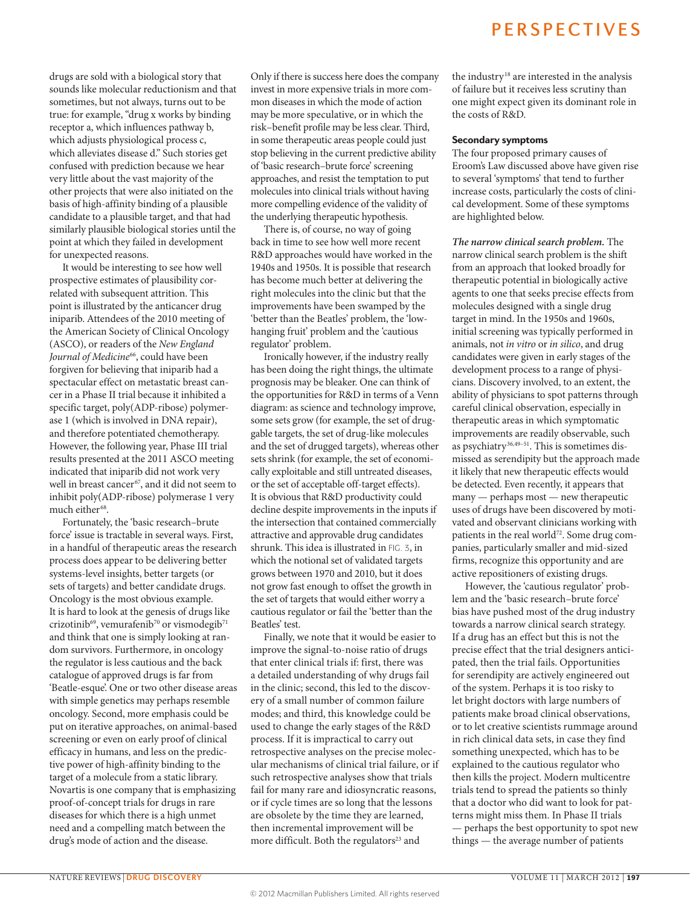drugs are sold with a biological story that sounds like molecular reductionism and that sometimes, but not always, turns out to be true: for example, "drug x works by binding receptor a, which influences pathway b, which adjusts physiological process c, which alleviates disease d." Such stories get confused with prediction because we hear very little about the vast majority of the other projects that were also initiated on the basis of high-affinity binding of a plausible candidate to a plausible target, and that had similarly plausible biological stories until the point at which they failed in development for unexpected reasons.

It would be interesting to see how well prospective estimates of plausibility correlated with subsequent attrition. This point is illustrated by the anticancer drug iniparib. Attendees of the 2010 meeting of the American Society of Clinical Oncology (ASCO), or readers of the *New England Journal of Medicine*[66], could have been forgiven for believing that iniparib had a spectacular effect on metastatic breast cancer in a Phase II trial because it inhibited a specific target, poly(ADP-ribose) polymerase 1 (which is involved in DNA repair), and therefore potentiated chemotherapy. However, the following year, Phase III trial results presented at the 2011 ASCO meeting indicated that iniparib did not work very well in breast cancer[67], and it did not seem to inhibit poly(ADP-ribose) polymerase 1 very much either[68].

Fortunately, the 'basic research–brute force' issue is tractable in several ways. First, in a handful of therapeutic areas the research process does appear to be delivering better systems-level insights, better targets (or sets of targets) and better candidate drugs. Oncology is the most obvious example. It is hard to look at the genesis of drugs like crizotinib[69], vemurafenib[70] or vismodegib[71] and think that one is simply looking at random survivors. Furthermore, in oncology the regulator is less cautious and the back catalogue of approved drugs is far from 'Beatle-esque'. One or two other disease areas with simple genetics may perhaps resemble oncology. Second, more emphasis could be put on iterative approaches, on animal-based screening or even on early proof of clinical efficacy in humans, and less on the predictive power of high-affinity binding to the target of a molecule from a static library. Novartis is one company that is emphasizing proof-of-concept trials for drugs in rare diseases for which there is a high unmet need and a compelling match between the drug's mode of action and the disease. Only if there is success here does the company invest in more expensive trials in more common diseases in which the mode of action may be more speculative, or in which the risk–benefit profile may be less clear. Third, in some therapeutic areas people could just stop believing in the current predictive ability of 'basic research–brute force' screening approaches, and resist the temptation to put molecules into clinical trials without having more compelling evidence of the validity of the underlying therapeutic hypothesis.

There is, of course, no way of going back in time to see how well more recent R&D approaches would have worked in the 1940s and 1950s. It is possible that research has become much better at delivering the right molecules into the clinic but that the improvements have been swamped by the 'better than the Beatles' problem, the 'low-hanging fruit' problem and the 'cautious regulator' problem.

Ironically however, if the industry really has been doing the right things, the ultimate prognosis may be bleaker. One can think of the opportunities for R&D in terms of a Venn diagram: as science and technology improve, some sets grow (for example, the set of druggable targets, the set of drug-like molecules and the set of drugged targets), whereas other sets shrink (for example, the set of economically exploitable and still untreated diseases, or the set of acceptable off-target effects). It is obvious that R&D productivity could decline despite improvements in the inputs if the intersection that contained commercially attractive and approvable drug candidates shrunk. This idea is illustrated in FIG. 3, in which the notional set of validated targets grows between 1970 and 2010, but it does not grow fast enough to offset the growth in the set of targets that would either worry a cautious regulator or fail the 'better than the Beatles' test.

Finally, we note that it would be easier to improve the signal-to-noise ratio of drugs that enter clinical trials if: first, there was a detailed understanding of why drugs fail in the clinic; second, this led to the discovery of a small number of common failure modes; and third, this knowledge could be used to change the early stages of the R&D process. If it is impractical to carry out retrospective analyses on the precise molecular mechanisms of clinical trial failure, or if such retrospective analyses show that trials fail for many rare and idiosyncratic reasons, or if cycle times are so long that the lessons are obsolete by the time they are learned, then incremental improvement will be more difficult. Both the regulators[23] and the industry[18] are interested in the analysis of failure but it receives less scrutiny than one might expect given its dominant role in the costs of R&D.

### Secondary symptoms

The four proposed primary causes of Eroom's Law discussed above have given rise to several 'symptoms' that tend to further increase costs, particularly the costs of clinical development. Some of these symptoms are highlighted below.

***The narrow clinical search problem.*** The narrow clinical search problem is the shift from an approach that looked broadly for therapeutic potential in biologically active agents to one that seeks precise effects from molecules designed with a single drug target in mind. In the 1950s and 1960s, initial screening was typically performed in animals, not *in vitro* or *in silico*, and drug candidates were given in early stages of the development process to a range of physicians. Discovery involved, to an extent, the ability of physicians to spot patterns through careful clinical observation, especially in therapeutic areas in which symptomatic improvements are readily observable, such as psychiatry[36,49–51]. This is sometimes dismissed as serendipity but the approach made it likely that new therapeutic effects would be detected. Even recently, it appears that many — perhaps most — new therapeutic uses of drugs have been discovered by motivated and observant clinicians working with patients in the real world[72]. Some drug companies, particularly smaller and mid-sized firms, recognize this opportunity and are active repositioners of existing drugs.

However, the 'cautious regulator' problem and the 'basic research–brute force' bias have pushed most of the drug industry towards a narrow clinical search strategy. If a drug has an effect but this is not the precise effect that the trial designers anticipated, then the trial fails. Opportunities for serendipity are actively engineered out of the system. Perhaps it is too risky to let bright doctors with large numbers of patients make broad clinical observations, or to let creative scientists rummage around in rich clinical data sets, in case they find something unexpected, which has to be explained to the cautious regulator who then kills the project. Modern multicentre trials tend to spread the patients so thinly that a doctor who did want to look for patterns might miss them. In Phase II trials — perhaps the best opportunity to spot new things — the average number of patients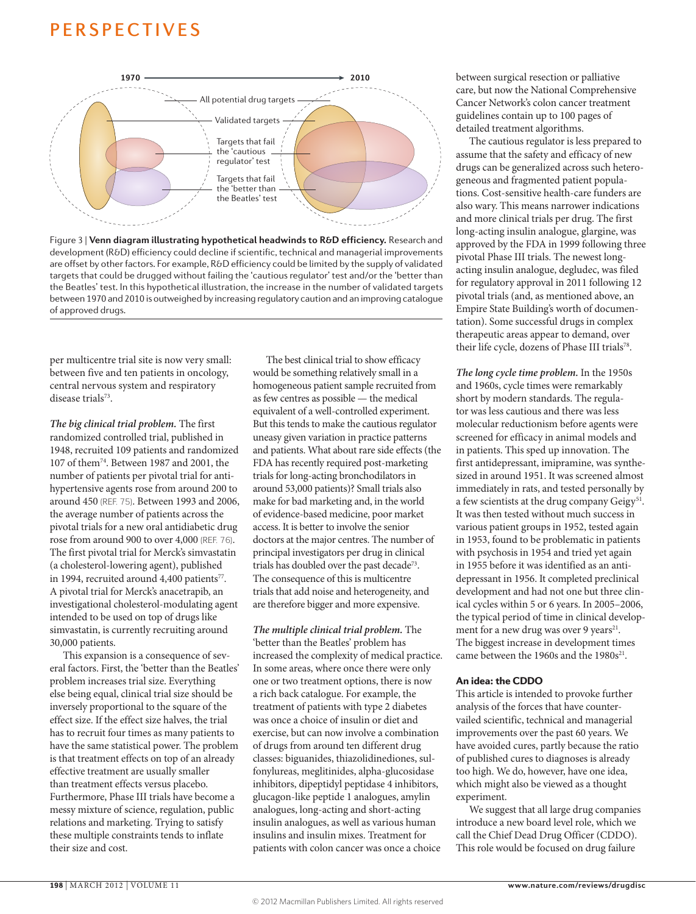Figure 3 | **Venn diagram illustrating hypothetical headwinds to R&D efficiency.** Research and development (R&D) efficiency could decline if scientific, technical and managerial improvements are offset by other factors. For example, R&D efficiency could be limited by the supply of validated targets that could be drugged without failing the 'cautious regulator' test and/or the 'better than the Beatles' test. In this hypothetical illustration, the increase in the number of validated targets between 1970 and 2010 is outweighed by increasing regulatory caution and an improving catalogue of approved drugs.

per multicentre trial site is now very small: between five and ten patients in oncology, central nervous system and respiratory disease trials[73].

***The big clinical trial problem.*** The first randomized controlled trial, published in 1948, recruited 109 patients and randomized 107 of them[74]. Between 1987 and 2001, the number of patients per pivotal trial for anti-hypertensive agents rose from around 200 to around 450 (REF. 75). Between 1993 and 2006, the average number of patients across the pivotal trials for a new oral antidiabetic drug rose from around 900 to over 4,000 (REF. 76). The first pivotal trial for Merck's simvastatin (a cholesterol-lowering agent), published in 1994, recruited around 4,400 patients[77]. A pivotal trial for Merck's anacetrapib, an investigational cholesterol-modulating agent intended to be used on top of drugs like simvastatin, is currently recruiting around 30,000 patients.

This expansion is a consequence of several factors. First, the 'better than the Beatles' problem increases trial size. Everything else being equal, clinical trial size should be inversely proportional to the square of the effect size. If the effect size halves, the trial has to recruit four times as many patients to have the same statistical power. The problem is that treatment effects on top of an already effective treatment are usually smaller than treatment effects versus placebo. Furthermore, Phase III trials have become a messy mixture of science, regulation, public relations and marketing. Trying to satisfy these multiple constraints tends to inflate their size and cost.

The best clinical trial to show efficacy would be something relatively small in a homogeneous patient sample recruited from as few centres as possible — the medical equivalent of a well-controlled experiment. But this tends to make the cautious regulator uneasy given variation in practice patterns and patients. What about rare side effects (the FDA has recently required post-marketing trials for long-acting bronchodilators in around 53,000 patients)? Small trials also make for bad marketing and, in the world of evidence-based medicine, poor market access. It is better to involve the senior doctors at the major centres. The number of principal investigators per drug in clinical trials has doubled over the past decade[73]. The consequence of this is multicentre trials that add noise and heterogeneity, and are therefore bigger and more expensive.

***The multiple clinical trial problem.*** The 'better than the Beatles' problem has increased the complexity of medical practice. In some areas, where once there were only one or two treatment options, there is now a rich back catalogue. For example, the treatment of patients with type 2 diabetes was once a choice of insulin or diet and exercise, but can now involve a combination of drugs from around ten different drug classes: biguanides, thiazolidinediones, sulfonylureas, meglitinides, alpha-glucosidase inhibitors, dipeptidyl peptidase 4 inhibitors, glucagon-like peptide 1 analogues, amylin analogues, long-acting and short-acting insulin analogues, as well as various human insulins and insulin mixes. Treatment for patients with colon cancer was once a choice between surgical resection or palliative care, but now the National Comprehensive Cancer Network's colon cancer treatment guidelines contain up to 100 pages of detailed treatment algorithms.

The cautious regulator is less prepared to assume that the safety and efficacy of new drugs can be generalized across such heterogeneous and fragmented patient populations. Cost-sensitive health-care funders are also wary. This means narrower indications and more clinical trials per drug. The first long-acting insulin analogue, glargine, was approved by the FDA in 1999 following three pivotal Phase III trials. The newest long-acting insulin analogue, degludec, was filed for regulatory approval in 2011 following 12 pivotal trials (and, as mentioned above, an Empire State Building's worth of documentation). Some successful drugs in complex therapeutic areas appear to demand, over their life cycle, dozens of Phase III trials[78].

***The long cycle time problem.*** In the 1950s and 1960s, cycle times were remarkably short by modern standards. The regulator was less cautious and there was less molecular reductionism before agents were screened for efficacy in animal models and in patients. This sped up innovation. The first antidepressant, imipramine, was synthesized in around 1951. It was screened almost immediately in rats, and tested personally by a few scientists at the drug company Geigy[51]. It was then tested without much success in various patient groups in 1952, tested again in 1953, found to be problematic in patients with psychosis in 1954 and tried yet again in 1955 before it was identified as an antidepressant in 1956. It completed preclinical development and had not one but three clinical cycles within 5 or 6 years. In 2005–2006, the typical period of time in clinical development for a new drug was over 9 years[21]. The biggest increase in development times came between the 1960s and the 1980s[21].

### An idea: the CDDO

This article is intended to provoke further analysis of the forces that have countervailed scientific, technical and managerial improvements over the past 60 years. We have avoided cures, partly because the ratio of published cures to diagnoses is already too high. We do, however, have one idea, which might also be viewed as a thought experiment.

We suggest that all large drug companies introduce a new board level role, which we call the Chief Dead Drug Officer (CDDO). This role would be focused on drug failure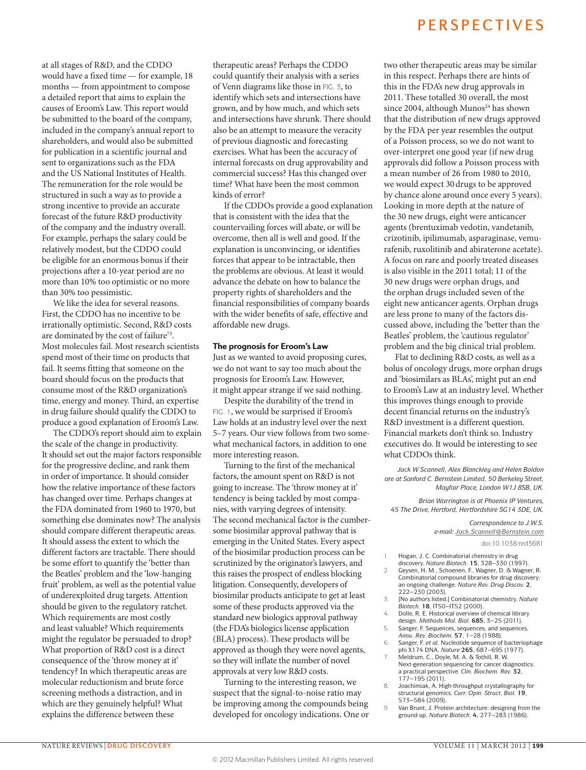at all stages of R&D, and the CDDO would have a fixed time — for example, 18 months — from appointment to compose a detailed report that aims to explain the causes of Eroom's Law. This report would be submitted to the board of the company, included in the company's annual report to shareholders, and would also be submitted for publication in a scientific journal and sent to organizations such as the FDA and the US National Institutes of Health. The remuneration for the role would be structured in such a way as to provide a strong incentive to provide an accurate forecast of the future R&D productivity of the company and the industry overall. For example, perhaps the salary could be relatively modest, but the CDDO could be eligible for an enormous bonus if their projections after a 10-year period are no more than 10% too optimistic or no more than 30% too pessimistic.

We like the idea for several reasons. First, the CDDO has no incentive to be irrationally optimistic. Second, R&D costs are dominated by the cost of failure[73]. Most molecules fail. Most research scientists spend most of their time on products that fail. It seems fitting that someone on the board should focus on the products that consume most of the R&D organization's time, energy and money. Third, an expertise in drug failure should qualify the CDDO to produce a good explanation of Eroom's Law.

The CDDO's report should aim to explain the scale of the change in productivity. It should set out the major factors responsible for the progressive decline, and rank them in order of importance. It should consider how the relative importance of these factors has changed over time. Perhaps changes at the FDA dominated from 1960 to 1970, but something else dominates now? The analysis should compare different therapeutic areas. It should assess the extent to which the different factors are tractable. There should be some effort to quantify the 'better than the Beatles' problem and the 'low-hanging fruit' problem, as well as the potential value of underexploited drug targets. Attention should be given to the regulatory ratchet. Which requirements are most costly and least valuable? Which requirements might the regulator be persuaded to drop? What proportion of R&D cost is a direct consequence of the 'throw money at it' tendency? In which therapeutic areas are molecular reductionism and brute force screening methods a distraction, and in which are they genuinely helpful? What explains the difference between these therapeutic areas? Perhaps the CDDO could quantify their analysis with a series of Venn diagrams like those in FIG. 3, to identify which sets and intersections have grown, and by how much, and which sets and intersections have shrunk. There should also be an attempt to measure the veracity of previous diagnostic and forecasting exercises. What has been the accuracy of internal forecasts on drug approvability and commercial success? Has this changed over time? What have been the most common kinds of error?

If the CDDOs provide a good explanation that is consistent with the idea that the countervailing forces will abate, or will be overcome, then all is well and good. If the explanation is unconvincing, or identifies forces that appear to be intractable, then the problems are obvious. At least it would advance the debate on how to balance the property rights of shareholders and the financial responsibilities of company boards with the wider benefits of safe, effective and affordable new drugs.

### The prognosis for Eroom's Law

Just as we wanted to avoid proposing cures, we do not want to say too much about the prognosis for Eroom's Law. However, it might appear strange if we said nothing.

Despite the durability of the trend in FIG. 1, we would be surprised if Eroom's Law holds at an industry level over the next 5–7 years. Our view follows from two somewhat mechanical factors, in addition to one more interesting reason.

Turning to the first of the mechanical factors, the amount spent on R&D is not going to increase. The 'throw money at it' tendency is being tackled by most companies, with varying degrees of intensity. The second mechanical factor is the cumbersome biosimilar approval pathway that is emerging in the United States. Every aspect of the biosimilar production process can be scrutinized by the originator's lawyers, and this raises the prospect of endless blocking litigation. Consequently, developers of biosimilar products anticipate to get at least some of these products approved via the standard new biologics approval pathway (the FDA's biologics license application (BLA) process). These products will be approved as though they were novel agents, so they will inflate the number of novel approvals at very low R&D costs.

Turning to the interesting reason, we suspect that the signal-to-noise ratio may be improving among the compounds being developed for oncology indications. One or two other therapeutic areas may be similar in this respect. Perhaps there are hints of this in the FDA's new drug approvals in 2011. These totalled 30 overall, the most since 2004, although Munos[24] has shown that the distribution of new drugs approved by the FDA per year resembles the output of a Poisson process, so we do not want to over-interpret one good year (if new drug approvals did follow a Poisson process with a mean number of 26 from 1980 to 2010, we would expect 30 drugs to be approved by chance alone around once every 5 years). Looking in more depth at the nature of the 30 new drugs, eight were anticancer agents (brentuximab vedotin, vandetanib, crizotinib, ipilimumab, asparaginase, vemurafenib, ruxolitinib and abiraterone acetate). A focus on rare and poorly treated diseases is also visible in the 2011 total; 11 of the 30 new drugs were orphan drugs, and the orphan drugs included seven of the eight new anticancer agents. Orphan drugs are less prone to many of the factors discussed above, including the 'better than the Beatles' problem, the 'cautious regulator' problem and the big clinical trial problem.

Flat to declining R&D costs, as well as a bolus of oncology drugs, more orphan drugs and 'biosimilars as BLAs', might put an end to Eroom's Law at an industry level. Whether this improves things enough to provide decent financial returns on the industry's R&D investment is a different question. Financial markets don't think so. Industry executives do. It would be interesting to see what CDDOs think.

*Jack W Scannell, Alex Blanckley and Helen Boldon are at Sanford C. Bernstein Limited, 50 Berkeley Street, Mayfair Place, London W1J 8SB, UK.*

*Brian Warrington is at Phoenix IP Ventures, 45 The Drive, Hertford, Hertfordshire SG14 3DE, UK.*

*Correspondence to J.W.S.*
*e-mail: Jack.Scannell@Bernstein.com*

doi:10.1038/nrd3681

1. Hogan, J. C. Combinatorial chemistry in drug discovery. *Nature Biotech.* **15**, 328–330 (1997).
2. Geysen, H. M., Schoenen, F., Wagner, D. & Wagner, R. Combinatorial compound libraries for drug discovery: an ongoing challenge. *Nature Rev. Drug Discov.* **2**, 222–230 (2003).
3. [No authors listed.] Combinatorial chemistry. *Nature Biotech.* **18**, IT50–IT52 (2000).
4. Dolle, R. E. Historical overview of chemical library design. *Methods Mol. Biol.* **685**, 3–25 (2011).
5. Sanger, F. Sequences, sequences, and sequences. *Annu. Rev. Biochem.* **57**, 1–28 (1988).
6. Sanger, F. *et al.* Nucleotide sequence of bacteriophage phi X174 DNA. *Nature* **265**, 687–695 (1977).
7. Meldrum, C., Doyle, M. A. & Tothill, R. W. Next-generation sequencing for cancer diagnostics: a practical perspective. *Clin. Biochem. Rev.* **32**, 177–195 (2011).
8. Joachimiak, A. High-throughput crystallography for structural genomics. *Curr. Opin. Struct. Biol.* **19**, 573–584 (2009).
9. Van Brunt, J. Protein architecture: designing from the ground up. *Nature Biotech.* **4**, 277–283 (1986).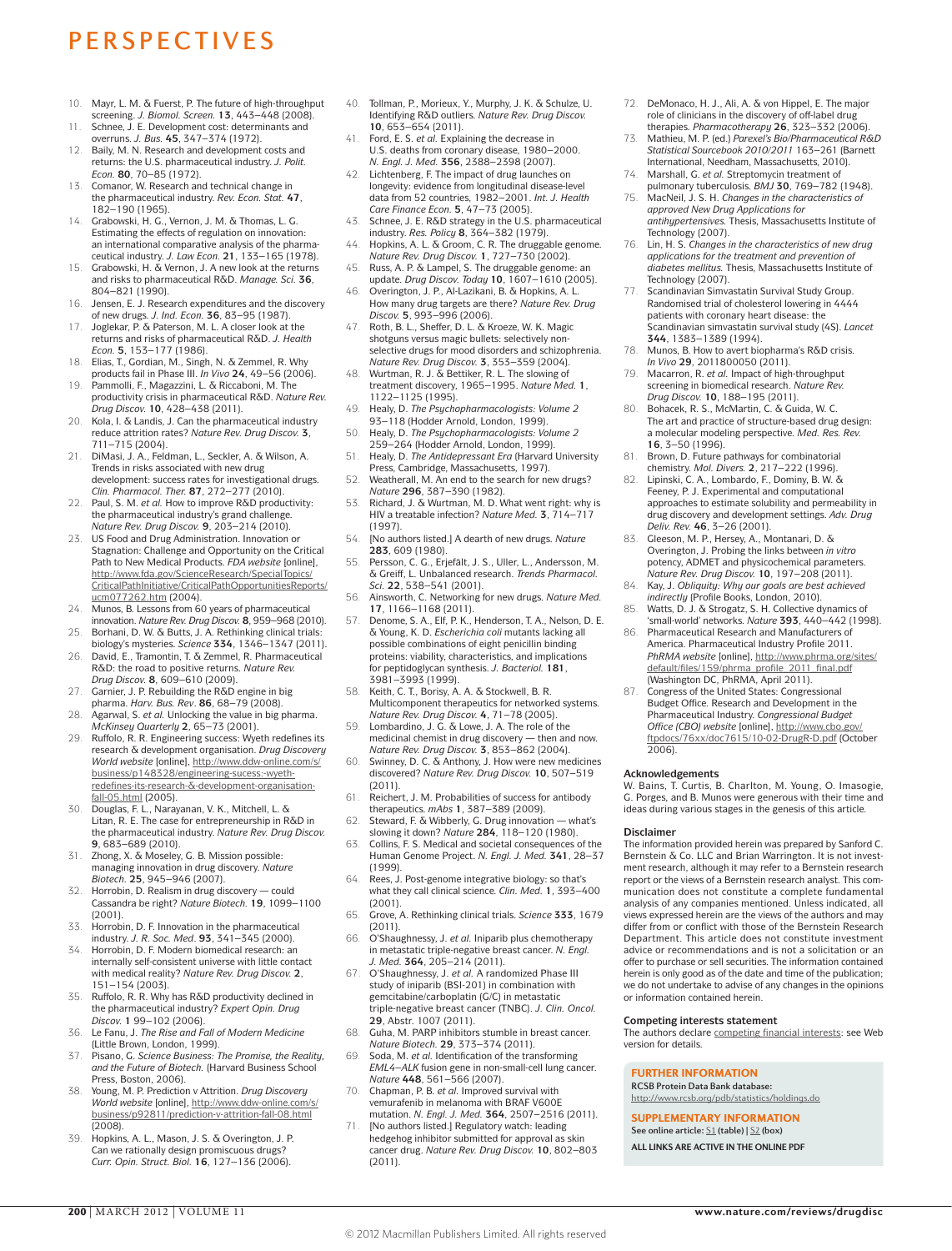10. Mayr, L. M. & Fuerst, P. The future of high-throughput screening. *J. Biomol. Screen.* **13**, 443–448 (2008).
11. Schnee, J. E. Development cost: determinants and overruns. *J. Bus.* **45**, 347–374 (1972).
12. Baily, M. N. Research and development costs and returns: the U.S. pharmaceutical industry. *J. Polit. Econ.* **80**, 70–85 (1972).
13. Comanor, W. Research and technical change in the pharmaceutical industry. *Rev. Econ. Stat.* **47**, 182–190 (1965).
14. Grabowski, H. G., Vernon, J. M. & Thomas, L. G. Estimating the effects of regulation on innovation: an international comparative analysis of the pharmaceutical industry. *J. Law Econ.* **21**, 133–165 (1978).
15. Grabowski, H. & Vernon, J. A new look at the returns and risks to pharmaceutical R&D. *Manage. Sci.* **36**, 804–821 (1990).
16. Jensen, E. J. Research expenditures and the discovery of new drugs. *J. Ind. Econ.* **36**, 83–95 (1987).
17. Joglekar, P. & Paterson, M. L. A closer look at the returns and risks of pharmaceutical R&D. *J. Health Econ.* **5**, 153–177 (1986).
18. Elias, T., Gordian, M., Singh, N. & Zemmel, R. Why products fail in Phase III. *In Vivo* **24**, 49–56 (2006).
19. Pammolli, F., Magazzini, L. & Riccaboni, M. The productivity crisis in pharmaceutical R&D. *Nature Rev. Drug Discov.* **10**, 428–438 (2011).
20. Kola, I. & Landis, J. Can the pharmaceutical industry reduce attrition rates? *Nature Rev. Drug Discov.* **3**, 711–715 (2004).
21. DiMasi, J. A., Feldman, L., Seckler, A. & Wilson, A. Trends in risks associated with new drug development: success rates for investigational drugs. *Clin. Pharmacol. Ther.* **87**, 272–277 (2010).
22. Paul, S. M. *et al.* How to improve R&D productivity: the pharmaceutical industry's grand challenge. *Nature Rev. Drug Discov.* **9**, 203–214 (2010).
23. US Food and Drug Administration. Innovation or Stagnation: Challenge and Opportunity on the Critical Path to New Medical Products. *FDA website* [online], http://www.fda.gov/ScienceResearch/SpecialTopics/CriticalPathInitiative/CriticalPathOpportunitiesReports/ucm077262.htm (2004).
24. Munos, B. Lessons from 60 years of pharmaceutical innovation. *Nature Rev. Drug Discov.* **8**, 959–968 (2010).
25. Borhani, D. W. & Butts, J. A. Rethinking clinical trials: biology's mysteries. *Science* **334**, 1346–1347 (2011).
26. David, E., Tramontin, T. & Zemmel, R. Pharmaceutical R&D: the road to positive returns. *Nature Rev. Drug Discov.* **8**, 609–610 (2009).
27. Garnier, J. P. Rebuilding the R&D engine in big pharma. *Harv. Bus. Rev*. **86**, 68–79 (2008).
28. Agarwal, S. *et al.* Unlocking the value in big pharma. *McKinsey Quarterly* **2**, 65–73 (2001).
29. Ruffolo, R. R. Engineering success: Wyeth redefines its research & development organisation. *Drug Discovery World website* [online], http://www.ddw-online.com/s/business/p148328/engineering-sucess:-wyeth-redefines-its-research-&-development-organisation-fall-05.html (2005).
30. Douglas, F. L., Narayanan, V. K., Mitchell, L. & Litan, R. E. The case for entrepreneurship in R&D in the pharmaceutical industry. *Nature Rev. Drug Discov.* **9**, 683–689 (2010).
31. Zhong, X. & Moseley, G. B. Mission possible: managing innovation in drug discovery. *Nature Biotech.* **25**, 945–946 (2007).
32. Horrobin, D. Realism in drug discovery — could Cassandra be right? *Nature Biotech.* **19**, 1099–1100 (2001).
33. Horrobin, D. F. Innovation in the pharmaceutical industry. *J. R. Soc. Med*. **93**, 341–345 (2000).
34. Horrobin, D. F. Modern biomedical research: an internally self-consistent universe with little contact with medical reality? *Nature Rev. Drug Discov.* **2**, 151–154 (2003).
35. Ruffolo, R. R. Why has R&D productivity declined in the pharmaceutical industry? *Expert Opin. Drug Discov.* **1** 99–102 (2006).
36. Le Fanu, J. *The Rise and Fall of Modern Medicine* (Little Brown, London, 1999).
37. Pisano, G. *Science Business: The Promise, the Reality, and the Future of Biotech.* (Harvard Business School Press, Boston, 2006).
38. Young, M. P. Prediction v Attrition. *Drug Discovery World website* [online], http://www.ddw-online.com/s/business/p92811/prediction-v-attrition-fall-08.html (2008).
39. Hopkins, A. L., Mason, J. S. & Overington, J. P. Can we rationally design promiscuous drugs? *Curr. Opin. Struct. Biol.* **16**, 127–136 (2006).
40. Tollman, P., Morieux, Y., Murphy, J. K. & Schulze, U. Identifying R&D outliers. *Nature Rev. Drug Discov.* **10**, 653–654 (2011).
41. Ford, E. S. *et al.* Explaining the decrease in U.S. deaths from coronary disease, 1980–2000. *N. Engl. J. Med.* **356**, 2388–2398 (2007).
42. Lichtenberg, F. The impact of drug launches on longevity: evidence from longitudinal disease-level data from 52 countries, 1982–2001. *Int. J. Health Care Finance Econ.* **5**, 47–73 (2005).
43. Schnee, J. E. R&D strategy in the U.S. pharmaceutical industry. *Res. Policy* **8**, 364–382 (1979).
44. Hopkins, A. L. & Groom, C. R. The druggable genome. *Nature Rev. Drug Discov.* **1**, 727–730 (2002).
45. Russ, A. P. & Lampel, S. The druggable genome: an update. *Drug Discov. Today* **10**, 1607–1610 (2005).
46. Overington, J. P., Al-Lazikani, B. & Hopkins, A. L. How many drug targets are there? *Nature Rev. Drug Discov.* **5**, 993–996 (2006).
47. Roth, B. L., Sheffer, D. L. & Kroeze, W. K. Magic shotguns versus magic bullets: selectively non-selective drugs for mood disorders and schizophrenia. *Nature Rev. Drug Discov.* **3**, 353–359 (2004).
48. Wurtman, R. J. & Bettiker, R. L. The slowing of treatment discovery, 1965–1995. *Nature Med.* **1**, 1122–1125 (1995).
49. Healy, D. *The Psychopharmacologists: Volume 2* 93–118 (Hodder Arnold, London, 1999).
50. Healy, D. *The Psychopharmacologists: Volume 2* 259–264 (Hodder Arnold, London, 1999).
51. Healy, D. *The Antidepressant Era* (Harvard University Press, Cambridge, Massachusetts, 1997).
52. Weatherall, M. An end to the search for new drugs? *Nature* **296**, 387–390 (1982).
53. Richard, J. & Wurtman, M. D. What went right: why is HIV a treatable infection? *Nature Med.* **3**, 714–717 (1997).
54. [No authors listed.] A dearth of new drugs. *Nature* **283**, 609 (1980).
55. Persson, C. G., Erjefält, J. S., Uller, L., Andersson, M. & Greiff, L. Unbalanced research. *Trends Pharmacol. Sci.* **22**, 538–541 (2001).
56. Ainsworth, C. Networking for new drugs. *Nature Med.* **17**, 1166–1168 (2011).
57. Denome, S. A., Elf, P. K., Henderson, T. A., Nelson, D. E. & Young, K. D. *Escherichia coli* mutants lacking all possible combinations of eight penicillin binding proteins: viability, characteristics, and implications for peptidoglycan synthesis. *J. Bacteriol.* **181**, 3981–3993 (1999).
58. Keith, C. T., Borisy, A. A. & Stockwell, B. R. Multicomponent therapeutics for networked systems. *Nature Rev. Drug Discov.* **4**, 71–78 (2005).
59. Lombardino, J. G. & Lowe, J. A. The role of the medicinal chemist in drug discovery — then and now. *Nature Rev. Drug Discov.* **3**, 853–862 (2004).
60. Swinney, D. C. & Anthony, J. How were new medicines discovered? *Nature Rev. Drug Discov.* **10**, 507–519 (2011).
61. Reichert, J. M. Probabilities of success for antibody therapeutics. *mAbs* **1**, 387–389 (2009).
62. Steward, F. & Wibberly, G. Drug innovation — what's slowing it down? *Nature* **284**, 118–120 (1980).
63. Collins, F. S. Medical and societal consequences of the Human Genome Project. *N. Engl. J. Med.* **341**, 28–37 (1999).
64. Rees, J. Post-genome integrative biology: so that's what they call clinical science. *Clin. Med.* **1**, 393–400 (2001).
65. Grove, A. Rethinking clinical trials. *Science* **333**, 1679 (2011).
66. O'Shaughnessy, J. *et al.* Iniparib plus chemotherapy in metastatic triple-negative breast cancer. *N. Engl. J. Med.* **364**, 205–214 (2011).
67. O'Shaughnessy, J. *et al.* A randomized Phase III study of iniparib (BSI-201) in combination with gemcitabine/carboplatin (G/C) in metastatic triple-negative breast cancer (TNBC). *J. Clin. Oncol.* **29**, Abstr. 1007 (2011).
68. Guha, M. PARP inhibitors stumble in breast cancer. *Nature Biotech.* **29**, 373–374 (2011).
69. Soda, M. *et al.* Identification of the transforming *EML4–ALK* fusion gene in non-small-cell lung cancer. *Nature* **448**, 561–566 (2007).
70. Chapman, P. B. *et al.* Improved survival with vemurafenib in melanoma with BRAF V600E mutation. *N. Engl. J. Med.* **364**, 2507–2516 (2011).
71. [No authors listed.] Regulatory watch: leading hedgehog inhibitor submitted for approval as skin cancer drug. *Nature Rev. Drug Discov.* **10**, 802–803 (2011).
72. DeMonaco, H. J., Ali, A. & von Hippel, E. The major role of clinicians in the discovery of off-label drug therapies. *Pharmacotherapy* **26**, 323–332 (2006).
73. Mathieu, M. P. (ed.) *Parexel's Bio/Pharmaceutical R&D Statistical Sourcebook 2010/2011* 163–261 (Barnett International, Needham, Massachusetts, 2010).
74. Marshall, G. *et al.* Streptomycin treatment of pulmonary tuberculosis. *BMJ* **30**, 769–782 (1948).
75. MacNeil, J. S. H. *Changes in the characteristics of approved New Drug Applications for antihypertensives.* Thesis, Massachusetts Institute of Technology (2007).
76. Lin, H. S. *Changes in the characteristics of new drug applications for the treatment and prevention of diabetes mellitus.* Thesis, Massachusetts Institute of Technology (2007).
77. Scandinavian Simvastatin Survival Study Group. Randomised trial of cholesterol lowering in 4444 patients with coronary heart disease: the Scandinavian simvastatin survival study (4S). *Lancet* **344**, 1383–1389 (1994).
78. Munos, B. How to avert biopharma's R&D crisis. *In Vivo* **29**, 2011800050 (2011).
79. Macarron, R. *et al.* Impact of high-throughput screening in biomedical research. *Nature Rev. Drug Discov.* **10**, 188–195 (2011).
80. Bohacek, R. S., McMartin, C. & Guida, W. C. The art and practice of structure-based drug design: a molecular modeling perspective. *Med. Res. Rev.* **16**, 3–50 (1996).
81. Brown, D. Future pathways for combinatorial chemistry. *Mol. Divers.* **2**, 217–222 (1996).
82. Lipinski, C. A., Lombardo, F., Dominy, B. W. & Feeney, P. J. Experimental and computational approaches to estimate solubility and permeability in drug discovery and development settings. *Adv. Drug Deliv. Rev.* **46**, 3–26 (2001).
83. Gleeson, M. P., Hersey, A., Montanari, D. & Overington, J. Probing the links between *in vitro* potency, ADMET and physicochemical parameters. *Nature Rev. Drug Discov.* **10**, 197–208 (2011).
84. Kay, J. *Obliquity: Why our goals are best achieved indirectly* (Profile Books, London, 2010).
85. Watts, D. J. & Strogatz, S. H. Collective dynamics of 'small-world' networks. *Nature* **393**, 440–442 (1998).
86. Pharmaceutical Research and Manufacturers of America. Pharmaceutical Industry Profile 2011. *PhRMA website* [online], http://www.phrma.org/sites/default/files/159/phrma_profile_2011_final.pdf (Washington DC, PhRMA, April 2011).
87. Congress of the United States: Congressional Budget Office. Research and Development in the Pharmaceutical Industry. *Congressional Budget Office (CBO) website* [online], http://www.cbo.gov/ftpdocs/76xx/doc7615/10-02-DrugR-D.pdf (October 2006).

### Acknowledgements

W. Bains, T. Curtis, B. Charlton, M. Young, O. Imasogie, G. Porges, and B. Munos were generous with their time and ideas during various stages in the genesis of this article.

### Disclaimer

The information provided herein was prepared by Sanford C. Bernstein & Co. LLC and Brian Warrington. It is not investment research, although it may refer to a Bernstein research report or the views of a Bernstein research analyst. This communication does not constitute a complete fundamental analysis of any companies mentioned. Unless indicated, all views expressed herein are the views of the authors and may differ from or conflict with those of the Bernstein Research Department. This article does not constitute investment advice or recommendations and is not a solicitation or an offer to purchase or sell securities. The information contained herein is only good as of the date and time of the publication; we do not undertake to advise of any changes in the opinions or information contained herein.

### Competing interests statement

The authors declare competing financial interests: see Web version for details.

### FURTHER INFORMATION

**RCSB Protein Data Bank database:**
http://www.rcsb.org/pdb/statistics/holdings.do

### SUPPLEMENTARY INFORMATION

**See online article:** S1 **(table) |** S2 **(box)**

**ALL LINKS ARE ACTIVE IN THE ONLINE PDF**